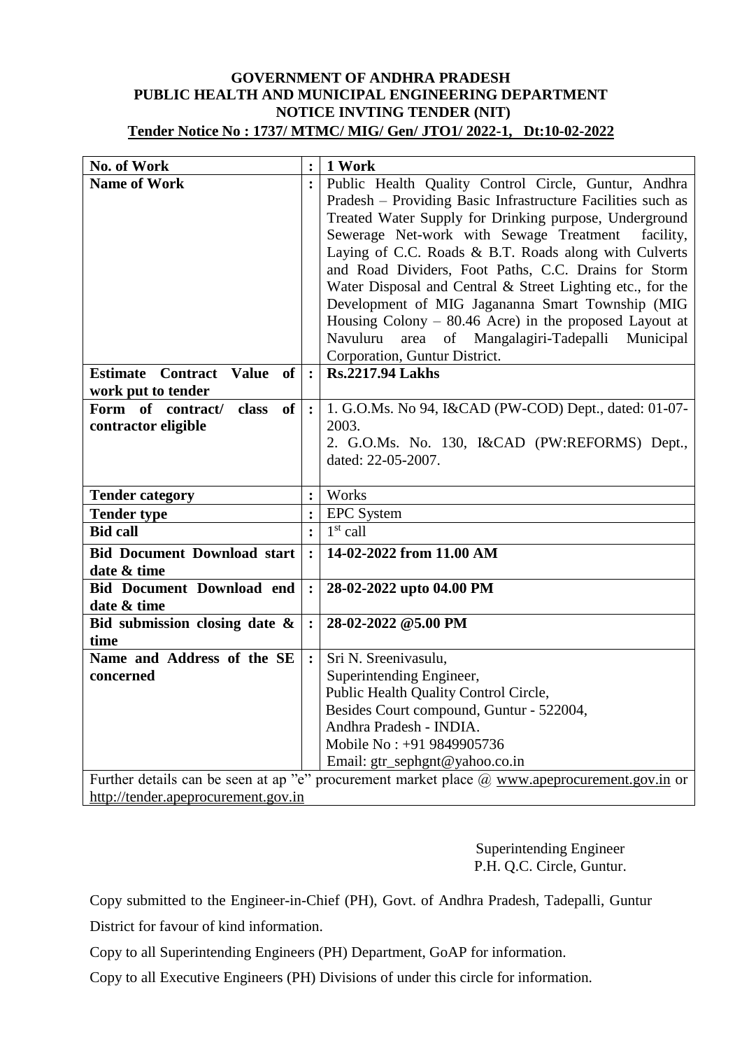**GOVERNMENT OF ANDHRA PRADESH**
**PUBLIC HEALTH AND MUNICIPAL ENGINEERING DEPARTMENT**
**NOTICE INVTING TENDER (NIT)**
**Tender Notice No : 1737/ MTMC/ MIG/ Gen/ JTO1/ 2022-1, Dt:10-02-2022**

| | | |
|---|---|---|
| **No. of Work** | **:** | **1 Work** |
| **Name of Work** | **:** | Public Health Quality Control Circle, Guntur, Andhra Pradesh – Providing Basic Infrastructure Facilities such as Treated Water Supply for Drinking purpose, Underground Sewerage Net-work with Sewage Treatment facility, Laying of C.C. Roads & B.T. Roads along with Culverts and Road Dividers, Foot Paths, C.C. Drains for Storm Water Disposal and Central & Street Lighting etc., for the Development of MIG Jaganannа Smart Township (MIG Housing Colony – 80.46 Acre) in the proposed Layout at Navuluru area of Mangalagiri-Tadepalli Municipal Corporation, Guntur District. |
| **Estimate Contract Value of work put to tender** | **:** | **Rs.2217.94 Lakhs** |
| **Form of contract/ class of contractor eligible** | **:** | 1. G.O.Ms. No 94, I&CAD (PW-COD) Dept., dated: 01-07-2003.<br>2. G.O.Ms. No. 130, I&CAD (PW:REFORMS) Dept., dated: 22-05-2007. |
| **Tender category** | **:** | Works |
| **Tender type** | **:** | EPC System |
| **Bid call** | **:** | 1st call |
| **Bid Document Download start date & time** | **:** | **14-02-2022 from 11.00 AM** |
| **Bid Document Download end date & time** | **:** | **28-02-2022 upto 04.00 PM** |
| **Bid submission closing date & time** | **:** | **28-02-2022 @5.00 PM** |
| **Name and Address of the SE concerned** | **:** | Sri N. Sreenivasulu,<br>Superintending Engineer,<br>Public Health Quality Control Circle,<br>Besides Court compound, Guntur - 522004,<br>Andhra Pradesh - INDIA.<br>Mobile No : +91 9849905736<br>Email: gtr_sephgnt@yahoo.co.in |

Further details can be seen at ap "e" procurement market place @ www.apeprocurement.gov.in or http://tender.apeprocurement.gov.in

Superintending Engineer
P.H. Q.C. Circle, Guntur.

Copy submitted to the Engineer-in-Chief (PH), Govt. of Andhra Pradesh, Tadepalli, Guntur District for favour of kind information.

Copy to all Superintending Engineers (PH) Department, GoAP for information.

Copy to all Executive Engineers (PH) Divisions of under this circle for information.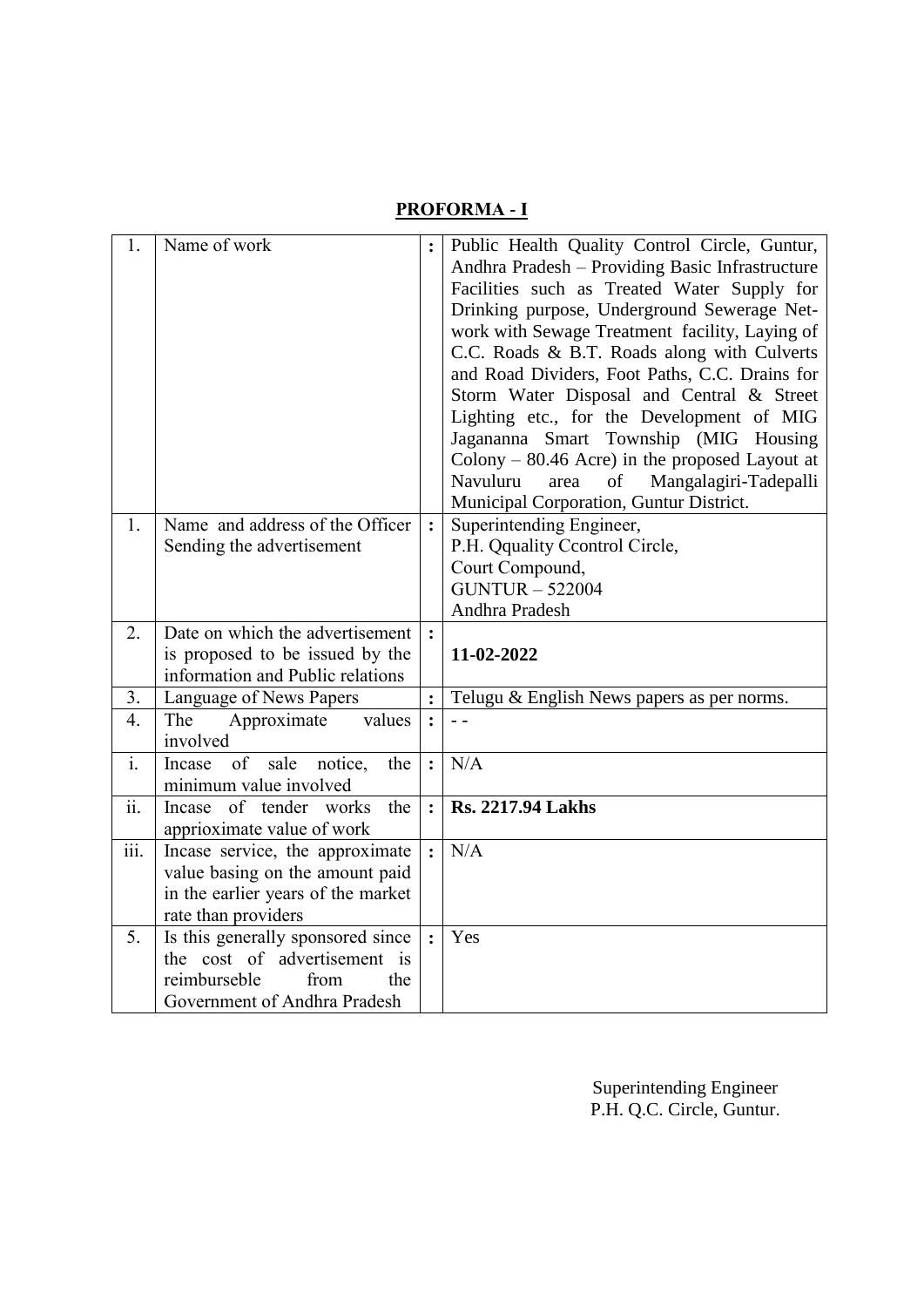## PROFORMA - I

| | | | |
|---|---|---|---|
| 1. | Name of work | : | Public Health Quality Control Circle, Guntur, Andhra Pradesh – Providing Basic Infrastructure Facilities such as Treated Water Supply for Drinking purpose, Underground Sewerage Net-work with Sewage Treatment facility, Laying of C.C. Roads & B.T. Roads along with Culverts and Road Dividers, Foot Paths, C.C. Drains for Storm Water Disposal and Central & Street Lighting etc., for the Development of MIG Jagananna Smart Township (MIG Housing Colony – 80.46 Acre) in the proposed Layout at Navuluru area of Mangalagiri-Tadepalli Municipal Corporation, Guntur District. |
| 1. | Name and address of the Officer Sending the advertisement | : | Superintending Engineer,<br>P.H. Qquality Ccontrol Circle,<br>Court Compound,<br>GUNTUR – 522004<br>Andhra Pradesh |
| 2. | Date on which the advertisement is proposed to be issued by the information and Public relations | : | **11-02-2022** |
| 3. | Language of News Papers | : | Telugu & English News papers as per norms. |
| 4. | The Approximate values involved | : | - - |
| i. | Incase of sale notice, the minimum value involved | : | N/A |
| ii. | Incase of tender works the apprioximate value of work | : | **Rs. 2217.94 Lakhs** |
| iii. | Incase service, the approximate value basing on the amount paid in the earlier years of the market rate than providers | : | N/A |
| 5. | Is this generally sponsored since the cost of advertisement is reimburseble from the Government of Andhra Pradesh | : | Yes |

Superintending Engineer
P.H. Q.C. Circle, Guntur.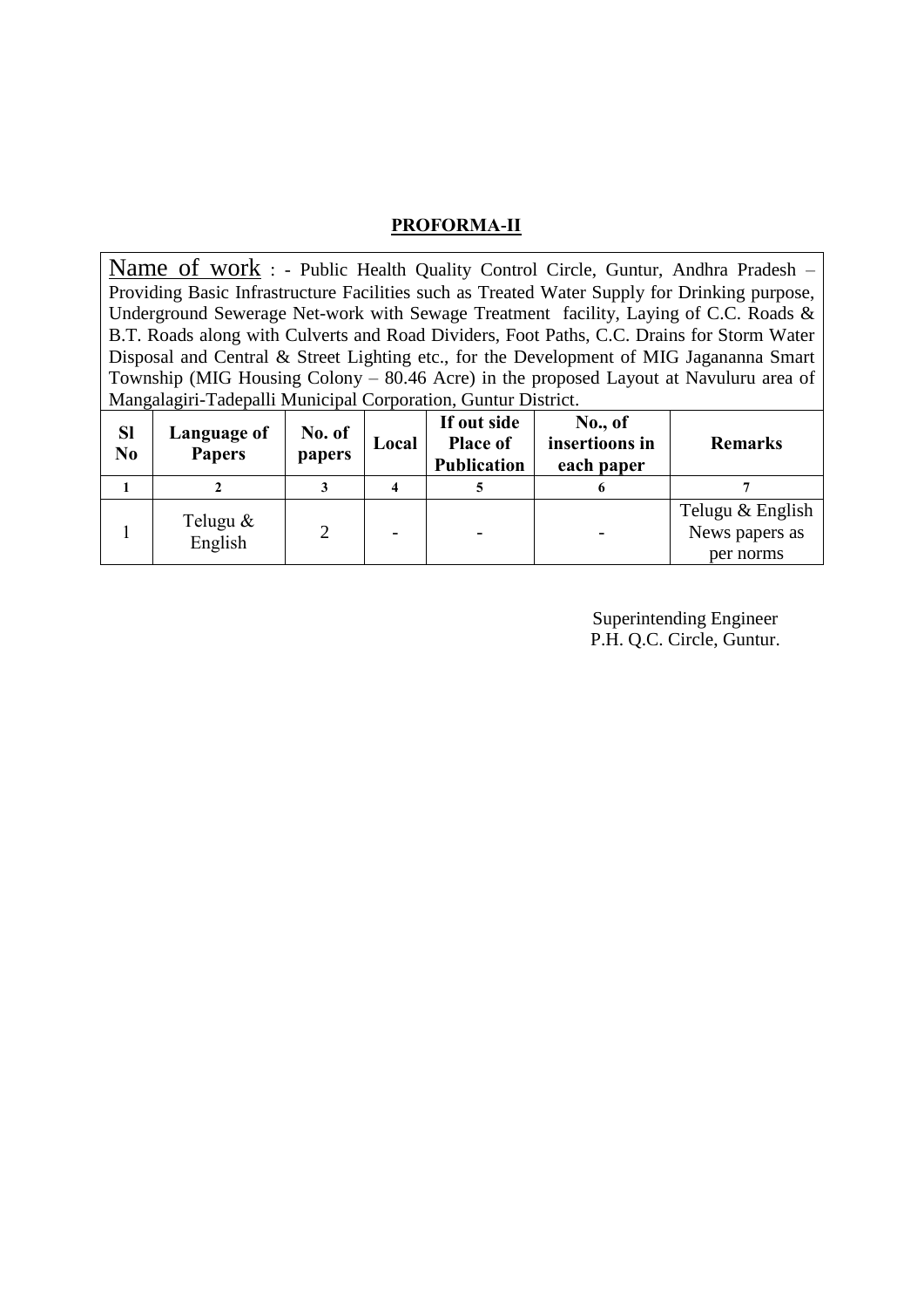## PROFORMA-II

Name of work : - Public Health Quality Control Circle, Guntur, Andhra Pradesh – Providing Basic Infrastructure Facilities such as Treated Water Supply for Drinking purpose, Underground Sewerage Net-work with Sewage Treatment facility, Laying of C.C. Roads & B.T. Roads along with Culverts and Road Dividers, Foot Paths, C.C. Drains for Storm Water Disposal and Central & Street Lighting etc., for the Development of MIG Jagananna Smart Township (MIG Housing Colony – 80.46 Acre) in the proposed Layout at Navuluru area of Mangalagiri-Tadepalli Municipal Corporation, Guntur District.

| Sl No | Language of Papers | No. of papers | Local | If out side Place of Publication | No., of insertioons in each paper | Remarks |
|---|---|---|---|---|---|---|
| 1 | 2 | 3 | 4 | 5 | 6 | 7 |
| 1 | Telugu & English | 2 | - | - | - | Telugu & English News papers as per norms |

Superintending Engineer
P.H. Q.C. Circle, Guntur.